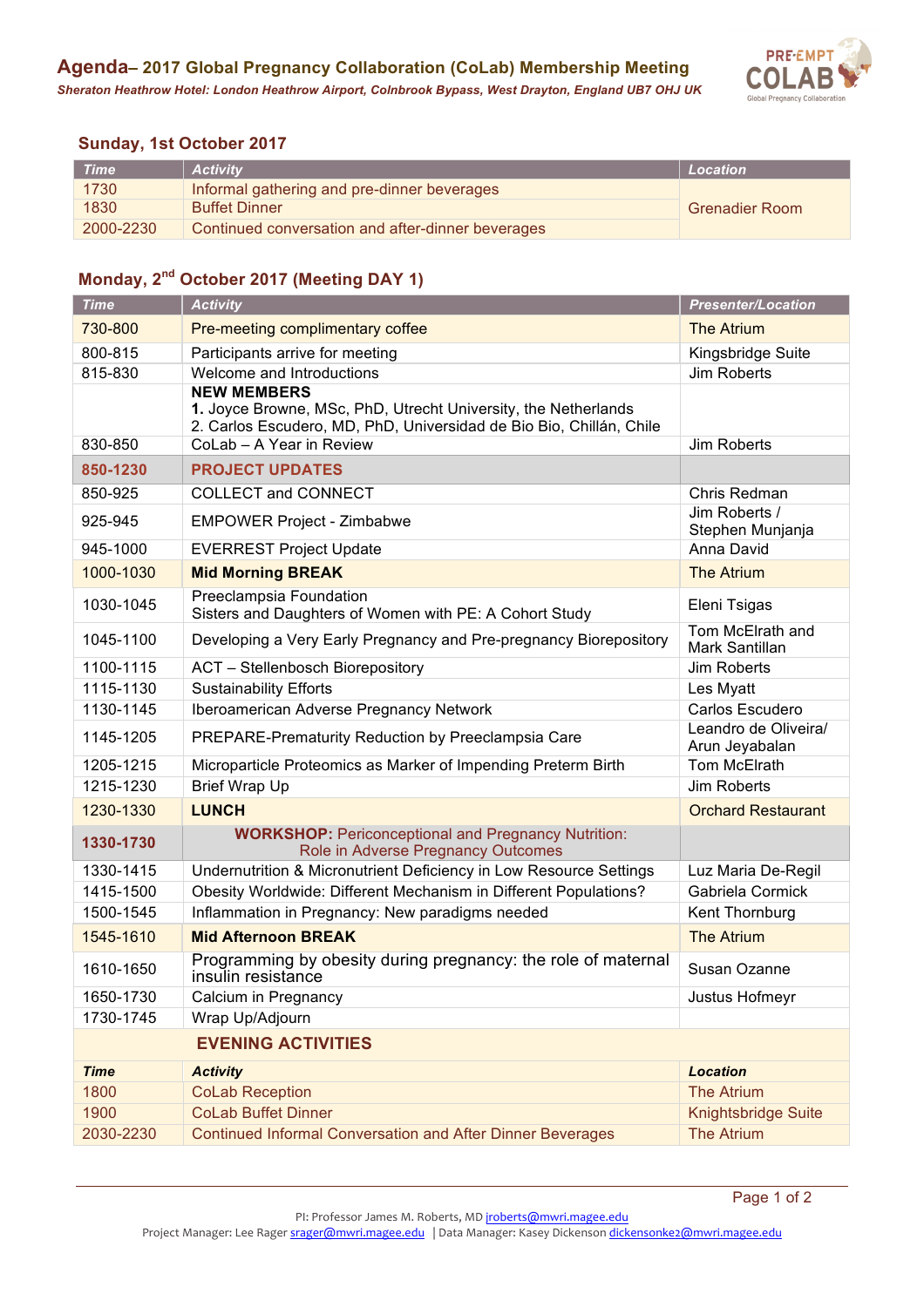# Agenda– 2017 Global Pregnancy Collaboration (CoLab) Membership Meeting

*Sheraton Heathrow Hotel: London Heathrow Airport, Colnbrook Bypass, West Drayton, England UB7 OHJ UK*

## Sunday, 1st October 2017

| *Time* | *Activity* | *Location* |
|---|---|---|
| 1730 | Informal gathering and pre-dinner beverages | Grenadier Room |
| 1830 | Buffet Dinner | |
| 2000-2230 | Continued conversation and after-dinner beverages | |

## Monday, 2nd October 2017 (Meeting DAY 1)

| *Time* | *Activity* | *Presenter/Location* |
|---|---|---|
| 730-800 | Pre-meeting complimentary coffee | The Atrium |
| 800-815 | Participants arrive for meeting | Kingsbridge Suite |
| 815-830 | Welcome and Introductions | Jim Roberts |
| | **NEW MEMBERS**<br>**1.** Joyce Browne, MSc, PhD, Utrecht University, the Netherlands<br>2. Carlos Escudero, MD, PhD, Universidad de Bio Bio, Chillán, Chile | |
| 830-850 | CoLab – A Year in Review | Jim Roberts |
| **850-1230** | **PROJECT UPDATES** | |
| 850-925 | COLLECT and CONNECT | Chris Redman |
| 925-945 | EMPOWER Project - Zimbabwe | Jim Roberts / Stephen Munjanja |
| 945-1000 | EVERREST Project Update | Anna David |
| 1000-1030 | **Mid Morning BREAK** | The Atrium |
| 1030-1045 | Preeclampsia Foundation<br>Sisters and Daughters of Women with PE: A Cohort Study | Eleni Tsigas |
| 1045-1100 | Developing a Very Early Pregnancy and Pre-pregnancy Biorepository | Tom McElrath and Mark Santillan |
| 1100-1115 | ACT – Stellenbosch Biorepository | Jim Roberts |
| 1115-1130 | Sustainability Efforts | Les Myatt |
| 1130-1145 | Iberoamerican Adverse Pregnancy Network | Carlos Escudero |
| 1145-1205 | PREPARE-Prematurity Reduction by Preeclampsia Care | Leandro de Oliveira/ Arun Jeyabalan |
| 1205-1215 | Microparticle Proteomics as Marker of Impending Preterm Birth | Tom McElrath |
| 1215-1230 | Brief Wrap Up | Jim Roberts |
| 1230-1330 | **LUNCH** | Orchard Restaurant |
| **1330-1730** | **WORKSHOP:** Periconceptional and Pregnancy Nutrition: Role in Adverse Pregnancy Outcomes | |
| 1330-1415 | Undernutrition & Micronutrient Deficiency in Low Resource Settings | Luz Maria De-Regil |
| 1415-1500 | Obesity Worldwide: Different Mechanism in Different Populations? | Gabriela Cormick |
| 1500-1545 | Inflammation in Pregnancy: New paradigms needed | Kent Thornburg |
| 1545-1610 | **Mid Afternoon BREAK** | The Atrium |
| 1610-1650 | Programming by obesity during pregnancy: the role of maternal insulin resistance | Susan Ozanne |
| 1650-1730 | Calcium in Pregnancy | Justus Hofmeyr |
| 1730-1745 | Wrap Up/Adjourn | |
| | **EVENING ACTIVITIES** | |
| ***Time*** | ***Activity*** | ***Location*** |
| 1800 | CoLab Reception | The Atrium |
| 1900 | CoLab Buffet Dinner | Knightsbridge Suite |
| 2030-2230 | Continued Informal Conversation and After Dinner Beverages | The Atrium |

PI: Professor James M. Roberts, MD jroberts@mwri.magee.edu
Project Manager: Lee Rager srager@mwri.magee.edu | Data Manager: Kasey Dickenson dickensonke2@mwri.magee.edu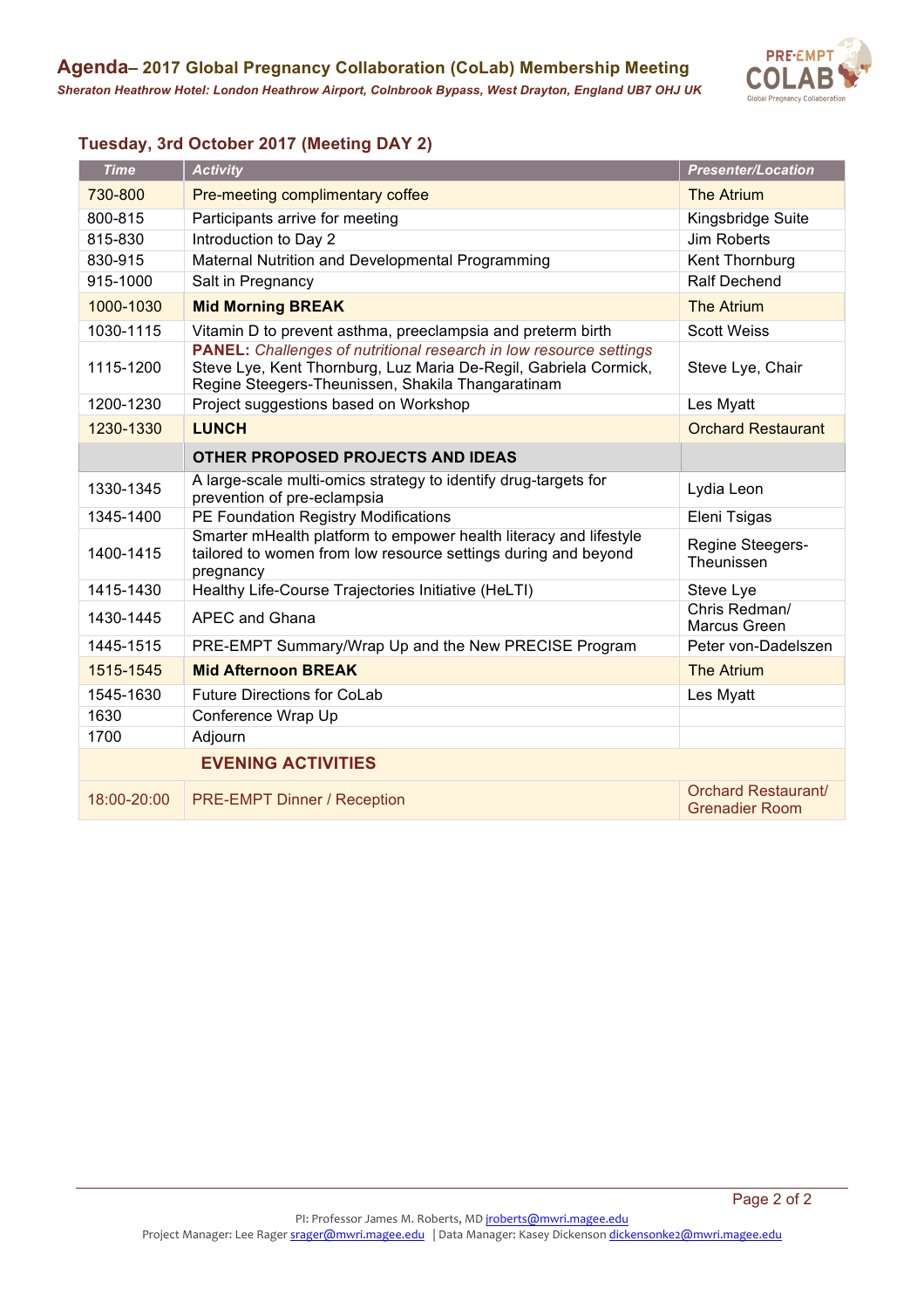# Agenda– 2017 Global Pregnancy Collaboration (CoLab) Membership Meeting

***Sheraton Heathrow Hotel: London Heathrow Airport, Colnbrook Bypass, West Drayton, England UB7 OHJ UK***

## Tuesday, 3rd October 2017 (Meeting DAY 2)

| *Time* | *Activity* | *Presenter/Location* |
|---|---|---|
| 730-800 | Pre-meeting complimentary coffee | The Atrium |
| 800-815 | Participants arrive for meeting | Kingsbridge Suite |
| 815-830 | Introduction to Day 2 | Jim Roberts |
| 830-915 | Maternal Nutrition and Developmental Programming | Kent Thornburg |
| 915-1000 | Salt in Pregnancy | Ralf Dechend |
| 1000-1030 | **Mid Morning BREAK** | The Atrium |
| 1030-1115 | Vitamin D to prevent asthma, preeclampsia and preterm birth | Scott Weiss |
| 1115-1200 | **PANEL:** *Challenges of nutritional research in low resource settings* Steve Lye, Kent Thornburg, Luz Maria De-Regil, Gabriela Cormick, Regine Steegers-Theunissen, Shakila Thangaratinam | Steve Lye, Chair |
| 1200-1230 | Project suggestions based on Workshop | Les Myatt |
| 1230-1330 | **LUNCH** | Orchard Restaurant |
| | **OTHER PROPOSED PROJECTS AND IDEAS** | |
| 1330-1345 | A large-scale multi-omics strategy to identify drug-targets for prevention of pre-eclampsia | Lydia Leon |
| 1345-1400 | PE Foundation Registry Modifications | Eleni Tsigas |
| 1400-1415 | Smarter mHealth platform to empower health literacy and lifestyle tailored to women from low resource settings during and beyond pregnancy | Regine Steegers-Theunissen |
| 1415-1430 | Healthy Life-Course Trajectories Initiative (HeLTI) | Steve Lye |
| 1430-1445 | APEC and Ghana | Chris Redman/ Marcus Green |
| 1445-1515 | PRE-EMPT Summary/Wrap Up and the New PRECISE Program | Peter von-Dadelszen |
| 1515-1545 | **Mid Afternoon BREAK** | The Atrium |
| 1545-1630 | Future Directions for CoLab | Les Myatt |
| 1630 | Conference Wrap Up | |
| 1700 | Adjourn | |
| | **EVENING ACTIVITIES** | |
| 18:00-20:00 | PRE-EMPT Dinner / Reception | Orchard Restaurant/ Grenadier Room |

PI: Professor James M. Roberts, MD jroberts@mwri.magee.edu
Project Manager: Lee Rager srager@mwri.magee.edu | Data Manager: Kasey Dickenson dickensonke2@mwri.magee.edu